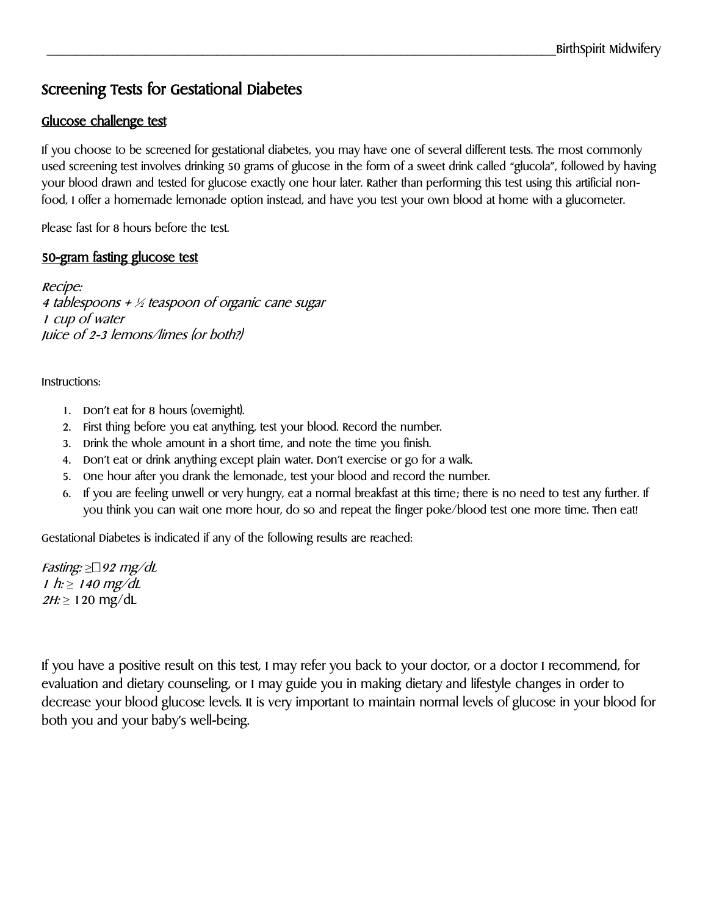# Screening Tests for Gestational Diabetes

## Glucose challenge test

If you choose to be screened for gestational diabetes, you may have one of several different tests. The most commonly used screening test involves drinking 50 grams of glucose in the form of a sweet drink called "glucola", followed by having your blood drawn and tested for glucose exactly one hour later. Rather than performing this test using this artificial non-food, I offer a homemade lemonade option instead, and have you test your own blood at home with a glucometer.

Please fast for 8 hours before the test.

## 50-gram fasting glucose test

*Recipe:*
*4 tablespoons + ½ teaspoon of organic cane sugar*
*1 cup of water*
*Juice of 2-3 lemons/limes (or both?)*

Instructions:

1. Don't eat for 8 hours (overnight).
2. First thing before you eat anything, test your blood. Record the number.
3. Drink the whole amount in a short time, and note the time you finish.
4. Don't eat or drink anything except plain water. Don't exercise or go for a walk.
5. One hour after you drank the lemonade, test your blood and record the number.
6. If you are feeling unwell or very hungry, eat a normal breakfast at this time; there is no need to test any further. If you think you can wait one more hour, do so and repeat the finger poke/blood test one more time. Then eat!

Gestational Diabetes is indicated if any of the following results are reached:

*Fasting: ≥ 92 mg/dL*
*1 h: ≥ 140 mg/dL*
*2H:* ≥ 120 mg/dL

If you have a positive result on this test, I may refer you back to your doctor, or a doctor I recommend, for evaluation and dietary counseling, or I may guide you in making dietary and lifestyle changes in order to decrease your blood glucose levels. It is very important to maintain normal levels of glucose in your blood for both you and your baby's well-being.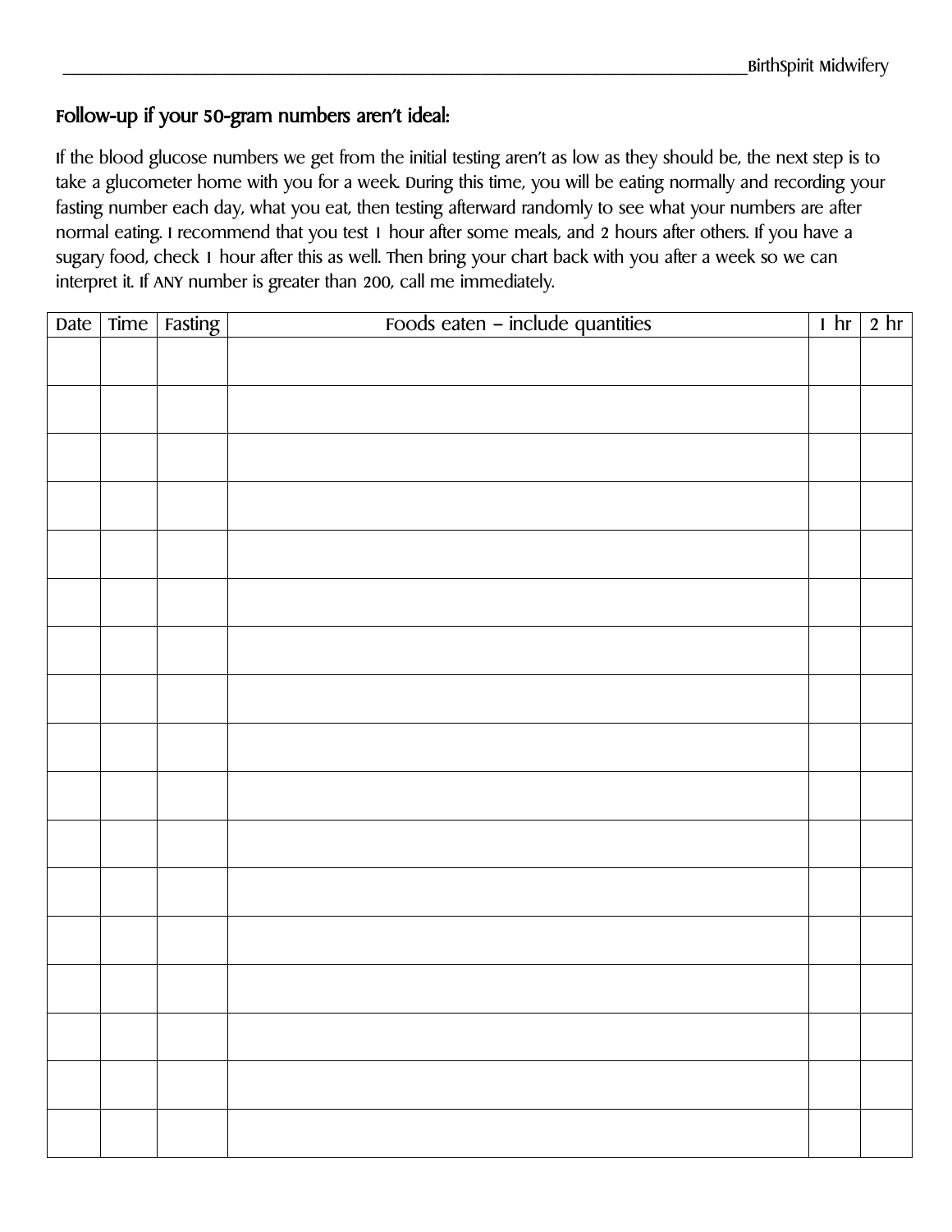## Follow-up if your 50-gram numbers aren't ideal:

If the blood glucose numbers we get from the initial testing aren't as low as they should be, the next step is to take a glucometer home with you for a week. During this time, you will be eating normally and recording your fasting number each day, what you eat, then testing afterward randomly to see what your numbers are after normal eating. I recommend that you test 1 hour after some meals, and 2 hours after others. If you have a sugary food, check 1 hour after this as well. Then bring your chart back with you after a week so we can interpret it. If ANY number is greater than 200, call me immediately.

| Date | Time | Fasting | Foods eaten – include quantities | 1 hr | 2 hr |
|---|---|---|---|---|---|
| | | | | | |
| | | | | | |
| | | | | | |
| | | | | | |
| | | | | | |
| | | | | | |
| | | | | | |
| | | | | | |
| | | | | | |
| | | | | | |
| | | | | | |
| | | | | | |
| | | | | | |
| | | | | | |
| | | | | | |
| | | | | | |
| | | | | | |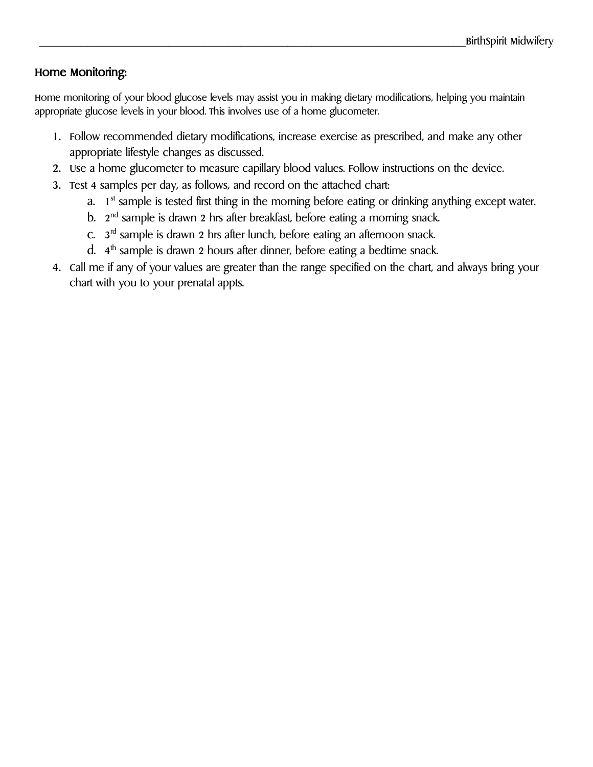## Home Monitoring:

Home monitoring of your blood glucose levels may assist you in making dietary modifications, helping you maintain appropriate glucose levels in your blood. This involves use of a home glucometer.

1. Follow recommended dietary modifications, increase exercise as prescribed, and make any other appropriate lifestyle changes as discussed.
2. Use a home glucometer to measure capillary blood values. Follow instructions on the device.
3. Test 4 samples per day, as follows, and record on the attached chart:
   a. 1st sample is tested first thing in the morning before eating or drinking anything except water.
   b. 2nd sample is drawn 2 hrs after breakfast, before eating a morning snack.
   c. 3rd sample is drawn 2 hrs after lunch, before eating an afternoon snack.
   d. 4th sample is drawn 2 hours after dinner, before eating a bedtime snack.
4. Call me if any of your values are greater than the range specified on the chart, and always bring your chart with you to your prenatal appts.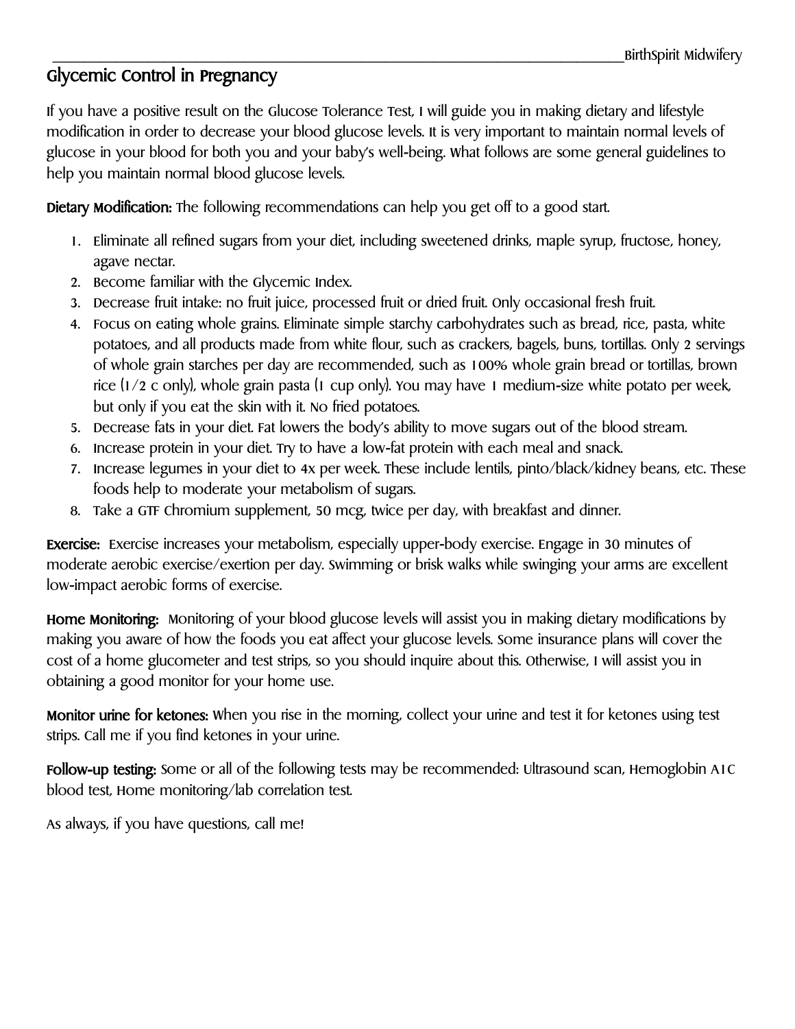# Glycemic Control in Pregnancy

If you have a positive result on the Glucose Tolerance Test, I will guide you in making dietary and lifestyle modification in order to decrease your blood glucose levels. It is very important to maintain normal levels of glucose in your blood for both you and your baby's well-being. What follows are some general guidelines to help you maintain normal blood glucose levels.

**Dietary Modification:** The following recommendations can help you get off to a good start.

1. Eliminate all refined sugars from your diet, including sweetened drinks, maple syrup, fructose, honey, agave nectar.
2. Become familiar with the Glycemic Index.
3. Decrease fruit intake: no fruit juice, processed fruit or dried fruit. Only occasional fresh fruit.
4. Focus on eating whole grains. Eliminate simple starchy carbohydrates such as bread, rice, pasta, white potatoes, and all products made from white flour, such as crackers, bagels, buns, tortillas. Only 2 servings of whole grain starches per day are recommended, such as 100% whole grain bread or tortillas, brown rice (1/2 c only), whole grain pasta (1 cup only). You may have 1 medium-size white potato per week, but only if you eat the skin with it. No fried potatoes.
5. Decrease fats in your diet. Fat lowers the body's ability to move sugars out of the blood stream.
6. Increase protein in your diet. Try to have a low-fat protein with each meal and snack.
7. Increase legumes in your diet to 4x per week. These include lentils, pinto/black/kidney beans, etc. These foods help to moderate your metabolism of sugars.
8. Take a GTF Chromium supplement, 50 mcg, twice per day, with breakfast and dinner.

**Exercise:** Exercise increases your metabolism, especially upper-body exercise. Engage in 30 minutes of moderate aerobic exercise/exertion per day. Swimming or brisk walks while swinging your arms are excellent low-impact aerobic forms of exercise.

**Home Monitoring:** Monitoring of your blood glucose levels will assist you in making dietary modifications by making you aware of how the foods you eat affect your glucose levels. Some insurance plans will cover the cost of a home glucometer and test strips, so you should inquire about this. Otherwise, I will assist you in obtaining a good monitor for your home use.

**Monitor urine for ketones:** When you rise in the morning, collect your urine and test it for ketones using test strips. Call me if you find ketones in your urine.

**Follow-up testing:** Some or all of the following tests may be recommended: Ultrasound scan, Hemoglobin A1C blood test, Home monitoring/lab correlation test.

As always, if you have questions, call me!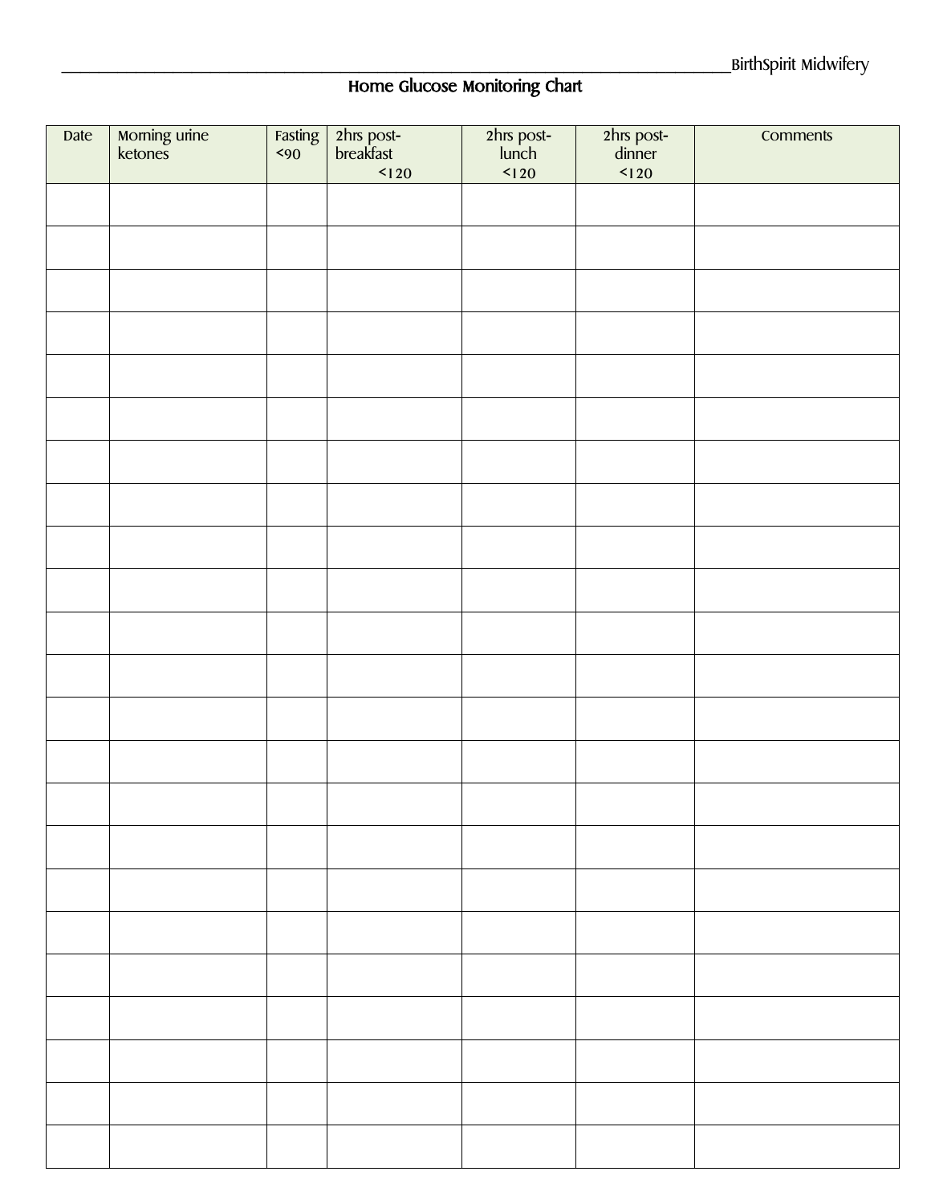_______________________________________________________________BirthSpirit Midwifery

# Home Glucose Monitoring Chart

| Date | Morning urine ketones | Fasting <90 | 2hrs post-breakfast <120 | 2hrs post-lunch <120 | 2hrs post-dinner <120 | Comments |
|---|---|---|---|---|---|---|
| | | | | | | |
| | | | | | | |
| | | | | | | |
| | | | | | | |
| | | | | | | |
| | | | | | | |
| | | | | | | |
| | | | | | | |
| | | | | | | |
| | | | | | | |
| | | | | | | |
| | | | | | | |
| | | | | | | |
| | | | | | | |
| | | | | | | |
| | | | | | | |
| | | | | | | |
| | | | | | | |
| | | | | | | |
| | | | | | | |
| | | | | | | |
| | | | | | | |
| | | | | | | |
| | | | | | | |